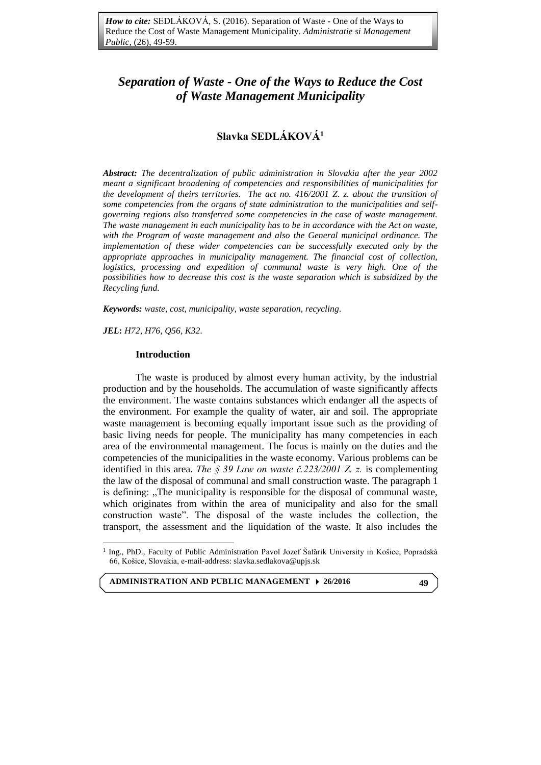***How to cite:*** SEDLÁKOVÁ, S. (2016). Separation of Waste - One of the Ways to Reduce the Cost of Waste Management Municipality. *Administratie si Management Public*, (26), 49-59.

# *Separation of Waste - One of the Ways to Reduce the Cost of Waste Management Municipality*

## Slavka SEDLÁKOVÁ[1]

***Abstract:*** *The decentralization of public administration in Slovakia after the year 2002 meant a significant broadening of competencies and responsibilities of municipalities for the development of theirs territories. The act no. 416/2001 Z. z. about the transition of some competencies from the organs of state administration to the municipalities and self-governing regions also transferred some competencies in the case of waste management. The waste management in each municipality has to be in accordance with the Act on waste, with the Program of waste management and also the General municipal ordinance. The implementation of these wider competencies can be successfully executed only by the appropriate approaches in municipality management. The financial cost of collection, logistics, processing and expedition of communal waste is very high. One of the possibilities how to decrease this cost is the waste separation which is subsidized by the Recycling fund.*

***Keywords:*** *waste, cost, municipality, waste separation, recycling.*

***JEL*****:** *H72, H76, Q56, K32.*

### Introduction

The waste is produced by almost every human activity, by the industrial production and by the households. The accumulation of waste significantly affects the environment. The waste contains substances which endanger all the aspects of the environment. For example the quality of water, air and soil. The appropriate waste management is becoming equally important issue such as the providing of basic living needs for people. The municipality has many competencies in each area of the environmental management. The focus is mainly on the duties and the competencies of the municipalities in the waste economy. Various problems can be identified in this area. *The § 39 Law on waste č.223/2001 Z. z.* is complementing the law of the disposal of communal and small construction waste. The paragraph 1 is defining: „The municipality is responsible for the disposal of communal waste, which originates from within the area of municipality and also for the small construction waste". The disposal of the waste includes the collection, the transport, the assessment and the liquidation of the waste. It also includes the

---

[1] Ing., PhD., Faculty of Public Administration Pavol Jozef Šafárik University in Košice, Popradská 66, Košice, Slovakia, e-mail-address: slavka.sedlakova@upjs.sk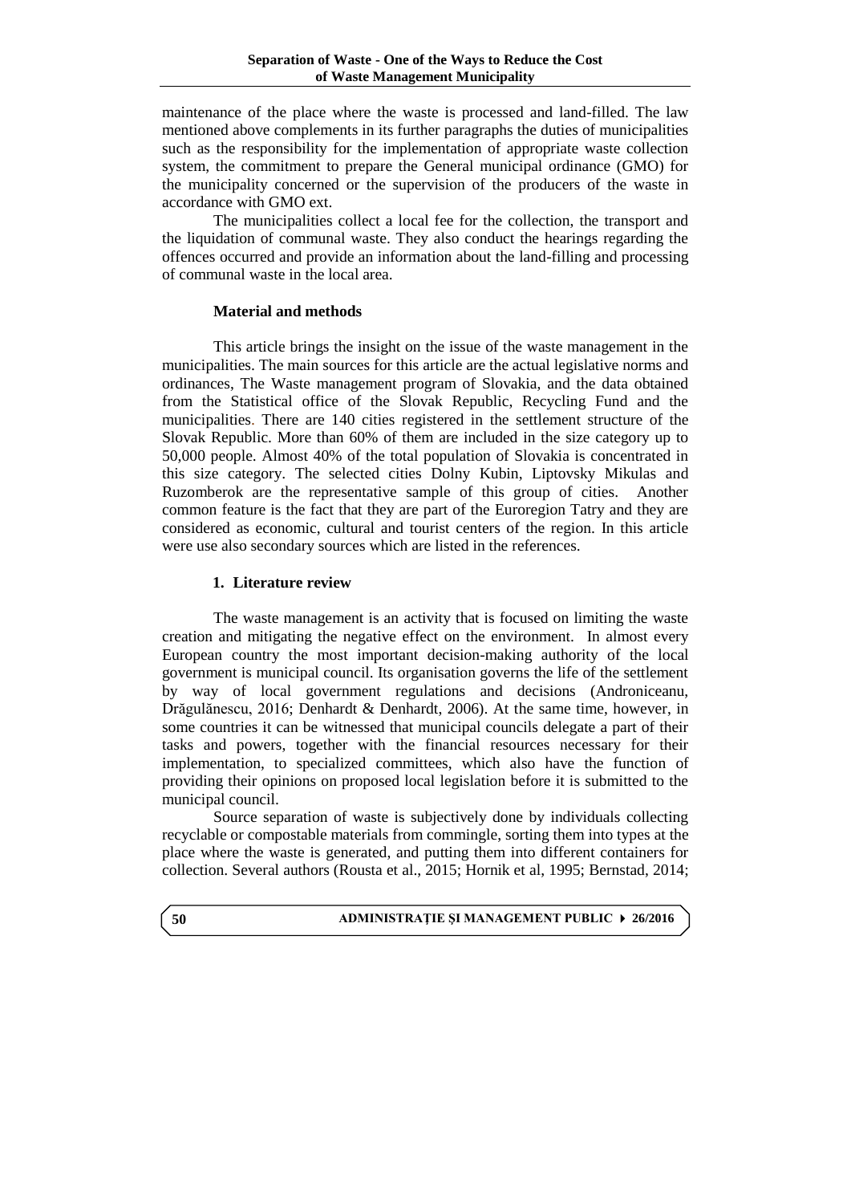maintenance of the place where the waste is processed and land-filled. The law mentioned above complements in its further paragraphs the duties of municipalities such as the responsibility for the implementation of appropriate waste collection system, the commitment to prepare the General municipal ordinance (GMO) for the municipality concerned or the supervision of the producers of the waste in accordance with GMO ext.

The municipalities collect a local fee for the collection, the transport and the liquidation of communal waste. They also conduct the hearings regarding the offences occurred and provide an information about the land-filling and processing of communal waste in the local area.

## Material and methods

This article brings the insight on the issue of the waste management in the municipalities. The main sources for this article are the actual legislative norms and ordinances, The Waste management program of Slovakia, and the data obtained from the Statistical office of the Slovak Republic, Recycling Fund and the municipalities. There are 140 cities registered in the settlement structure of the Slovak Republic. More than 60% of them are included in the size category up to 50,000 people. Almost 40% of the total population of Slovakia is concentrated in this size category. The selected cities Dolny Kubin, Liptovsky Mikulas and Ruzomberok are the representative sample of this group of cities. Another common feature is the fact that they are part of the Euroregion Tatry and they are considered as economic, cultural and tourist centers of the region. In this article were use also secondary sources which are listed in the references.

## 1. Literature review

The waste management is an activity that is focused on limiting the waste creation and mitigating the negative effect on the environment. In almost every European country the most important decision-making authority of the local government is municipal council. Its organisation governs the life of the settlement by way of local government regulations and decisions (Androniceanu, Drăgulănescu, 2016; Denhardt & Denhardt, 2006). At the same time, however, in some countries it can be witnessed that municipal councils delegate a part of their tasks and powers, together with the financial resources necessary for their implementation, to specialized committees, which also have the function of providing their opinions on proposed local legislation before it is submitted to the municipal council.

Source separation of waste is subjectively done by individuals collecting recyclable or compostable materials from commingle, sorting them into types at the place where the waste is generated, and putting them into different containers for collection. Several authors (Rousta et al., 2015; Hornik et al, 1995; Bernstad, 2014;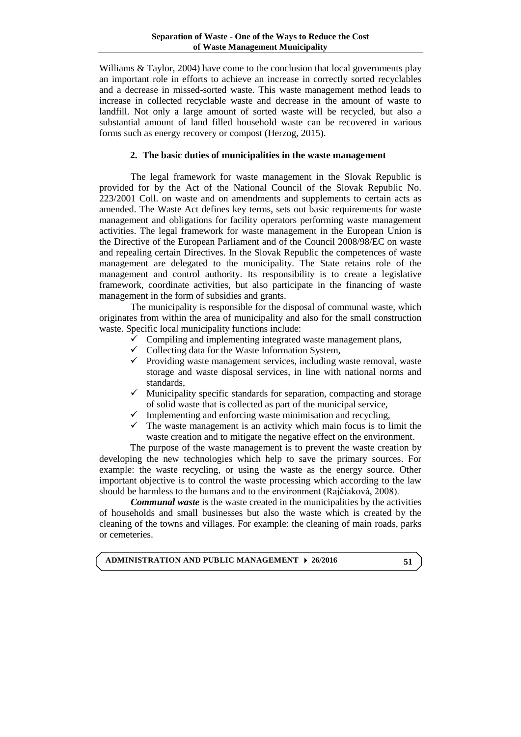Williams & Taylor, 2004) have come to the conclusion that local governments play an important role in efforts to achieve an increase in correctly sorted recyclables and a decrease in missed-sorted waste. This waste management method leads to increase in collected recyclable waste and decrease in the amount of waste to landfill. Not only a large amount of sorted waste will be recycled, but also a substantial amount of land filled household waste can be recovered in various forms such as energy recovery or compost (Herzog, 2015).

## 2. The basic duties of municipalities in the waste management

The legal framework for waste management in the Slovak Republic is provided for by the Act of the National Council of the Slovak Republic No. 223/2001 Coll. on waste and on amendments and supplements to certain acts as amended. The Waste Act defines key terms, sets out basic requirements for waste management and obligations for facility operators performing waste management activities. The legal framework for waste management in the European Union is the Directive of the European Parliament and of the Council 2008/98/EC on waste and repealing certain Directives. In the Slovak Republic the competences of waste management are delegated to the municipality. The State retains role of the management and control authority. Its responsibility is to create a legislative framework, coordinate activities, but also participate in the financing of waste management in the form of subsidies and grants.

The municipality is responsible for the disposal of communal waste, which originates from within the area of municipality and also for the small construction waste. Specific local municipality functions include:

- ✓ Compiling and implementing integrated waste management plans,
- ✓ Collecting data for the Waste Information System,
- ✓ Providing waste management services, including waste removal, waste storage and waste disposal services, in line with national norms and standards,
- ✓ Municipality specific standards for separation, compacting and storage of solid waste that is collected as part of the municipal service,
- ✓ Implementing and enforcing waste minimisation and recycling,
- ✓ The waste management is an activity which main focus is to limit the waste creation and to mitigate the negative effect on the environment.

The purpose of the waste management is to prevent the waste creation by developing the new technologies which help to save the primary sources. For example: the waste recycling, or using the waste as the energy source. Other important objective is to control the waste processing which according to the law should be harmless to the humans and to the environment (Rajčiaková, 2008).

***Communal waste*** is the waste created in the municipalities by the activities of households and small businesses but also the waste which is created by the cleaning of the towns and villages. For example: the cleaning of main roads, parks or cemeteries.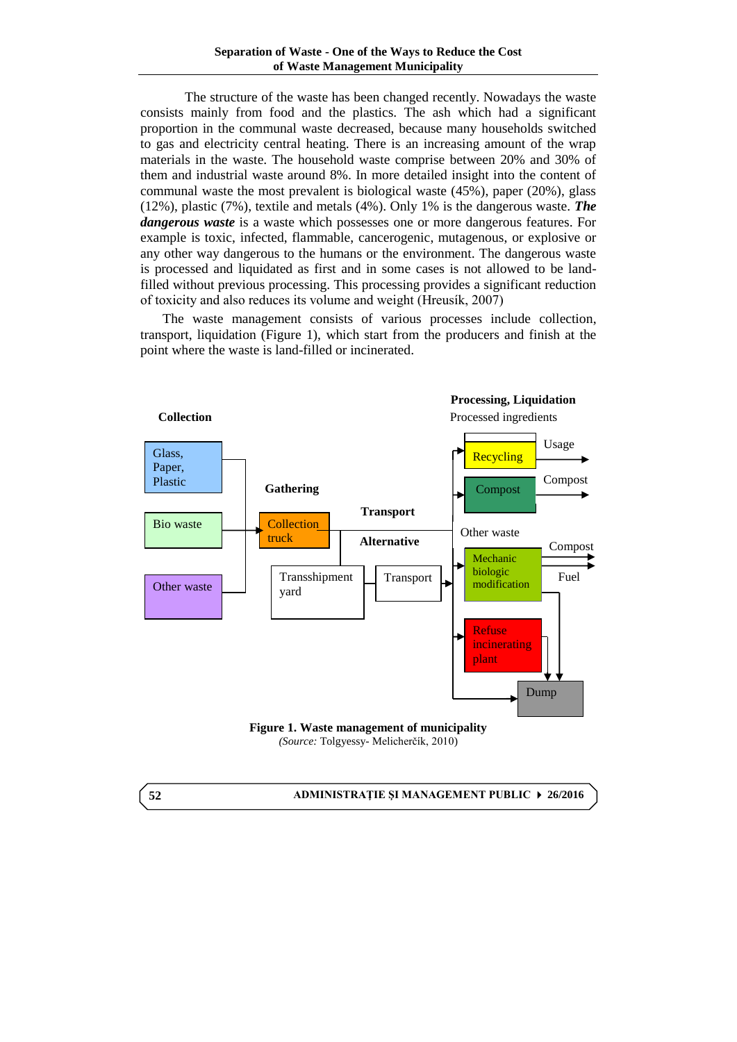The structure of the waste has been changed recently. Nowadays the waste consists mainly from food and the plastics. The ash which had a significant proportion in the communal waste decreased, because many households switched to gas and electricity central heating. There is an increasing amount of the wrap materials in the waste. The household waste comprise between 20% and 30% of them and industrial waste around 8%. In more detailed insight into the content of communal waste the most prevalent is biological waste (45%), paper (20%), glass (12%), plastic (7%), textile and metals (4%). Only 1% is the dangerous waste. ***The dangerous waste*** is a waste which possesses one or more dangerous features. For example is toxic, infected, flammable, cancerogenic, mutagenous, or explosive or any other way dangerous to the humans or the environment. The dangerous waste is processed and liquidated as first and in some cases is not allowed to be land-filled without previous processing. This processing provides a significant reduction of toxicity and also reduces its volume and weight (Hreusík, 2007)

The waste management consists of various processes include collection, transport, liquidation (Figure 1), which start from the producers and finish at the point where the waste is land-filled or incinerated.

**Figure 1. Waste management of municipality**
*(Source:* Tolgyessy- Melicherčík, 2010)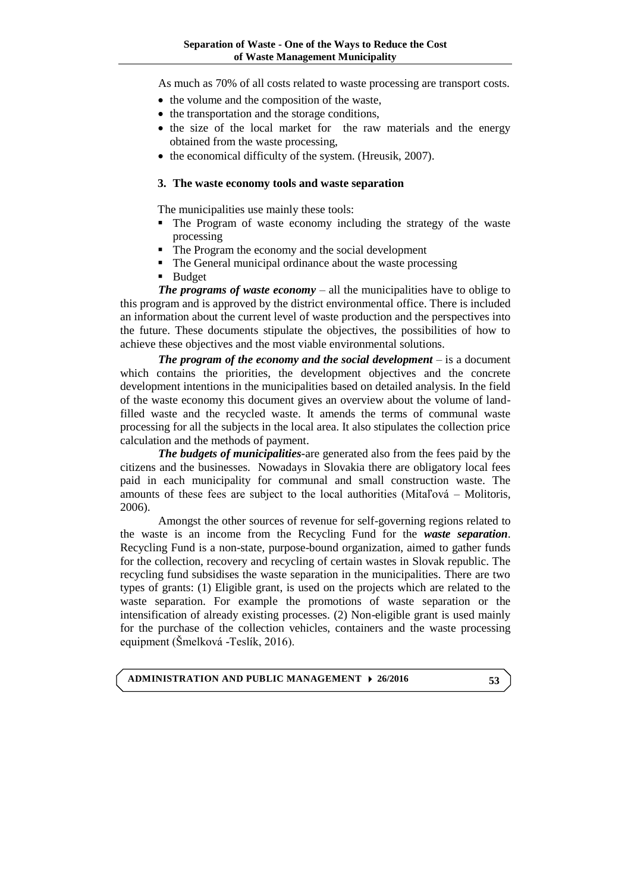As much as 70% of all costs related to waste processing are transport costs.

- the volume and the composition of the waste,
- the transportation and the storage conditions,
- the size of the local market for the raw materials and the energy obtained from the waste processing,
- the economical difficulty of the system. (Hreusik, 2007).

## 3. The waste economy tools and waste separation

The municipalities use mainly these tools:

- The Program of waste economy including the strategy of the waste processing
- The Program the economy and the social development
- The General municipal ordinance about the waste processing
- Budget

***The programs of waste economy*** – all the municipalities have to oblige to this program and is approved by the district environmental office. There is included an information about the current level of waste production and the perspectives into the future. These documents stipulate the objectives, the possibilities of how to achieve these objectives and the most viable environmental solutions.

***The program of the economy and the social development*** – is a document which contains the priorities, the development objectives and the concrete development intentions in the municipalities based on detailed analysis. In the field of the waste economy this document gives an overview about the volume of land-filled waste and the recycled waste. It amends the terms of communal waste processing for all the subjects in the local area. It also stipulates the collection price calculation and the methods of payment.

***The budgets of municipalities***-are generated also from the fees paid by the citizens and the businesses. Nowadays in Slovakia there are obligatory local fees paid in each municipality for communal and small construction waste. The amounts of these fees are subject to the local authorities (Mitaľová – Molitoris, 2006).

Amongst the other sources of revenue for self-governing regions related to the waste is an income from the Recycling Fund for the ***waste separation***. Recycling Fund is a non-state, purpose-bound organization, aimed to gather funds for the collection, recovery and recycling of certain wastes in Slovak republic. The recycling fund subsidises the waste separation in the municipalities. There are two types of grants: (1) Eligible grant, is used on the projects which are related to the waste separation. For example the promotions of waste separation or the intensification of already existing processes. (2) Non-eligible grant is used mainly for the purchase of the collection vehicles, containers and the waste processing equipment (Šmelková -Teslík, 2016).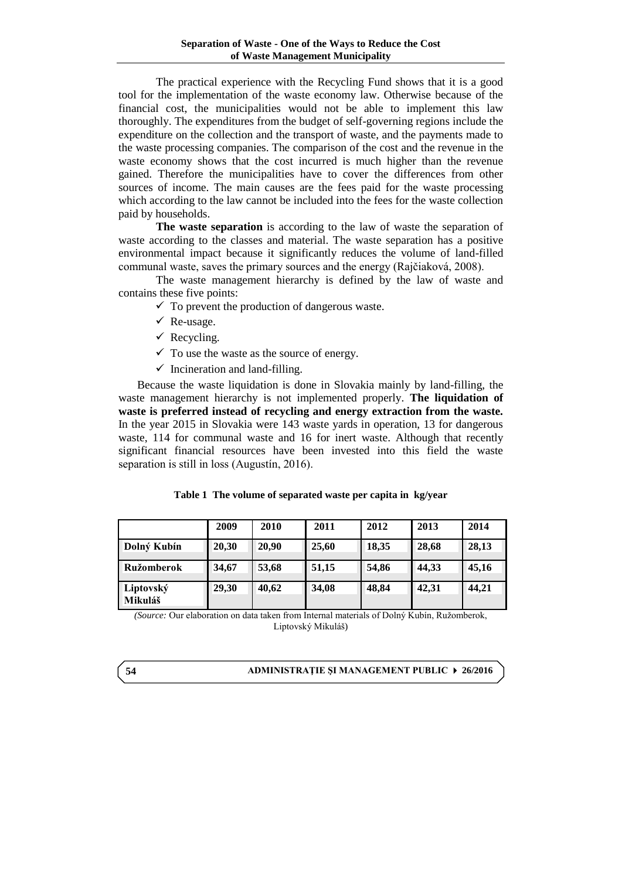The practical experience with the Recycling Fund shows that it is a good tool for the implementation of the waste economy law. Otherwise because of the financial cost, the municipalities would not be able to implement this law thoroughly. The expenditures from the budget of self-governing regions include the expenditure on the collection and the transport of waste, and the payments made to the waste processing companies. The comparison of the cost and the revenue in the waste economy shows that the cost incurred is much higher than the revenue gained. Therefore the municipalities have to cover the differences from other sources of income. The main causes are the fees paid for the waste processing which according to the law cannot be included into the fees for the waste collection paid by households.

**The waste separation** is according to the law of waste the separation of waste according to the classes and material. The waste separation has a positive environmental impact because it significantly reduces the volume of land-filled communal waste, saves the primary sources and the energy (Rajčiaková, 2008).

The waste management hierarchy is defined by the law of waste and contains these five points:

- ✓ To prevent the production of dangerous waste.
- ✓ Re-usage.
- ✓ Recycling.
- ✓ To use the waste as the source of energy.
- ✓ Incineration and land-filling.

Because the waste liquidation is done in Slovakia mainly by land-filling, the waste management hierarchy is not implemented properly. **The liquidation of waste is preferred instead of recycling and energy extraction from the waste.** In the year 2015 in Slovakia were 143 waste yards in operation, 13 for dangerous waste, 114 for communal waste and 16 for inert waste. Although that recently significant financial resources have been invested into this field the waste separation is still in loss (Augustín, 2016).

**Table 1 The volume of separated waste per capita in kg/year**

| | 2009 | 2010 | 2011 | 2012 | 2013 | 2014 |
|---|---|---|---|---|---|---|
| **Dolný Kubín** | **20,30** | **20,90** | **25,60** | **18,35** | **28,68** | **28,13** |
| **Ružomberok** | **34,67** | **53,68** | **51,15** | **54,86** | **44,33** | **45,16** |
| **Liptovský Mikuláš** | **29,30** | **40,62** | **34,08** | **48,84** | **42,31** | **44,21** |

*(Source:* Our elaboration on data taken from Internal materials of Dolný Kubín, Ružomberok, Liptovský Mikuláš)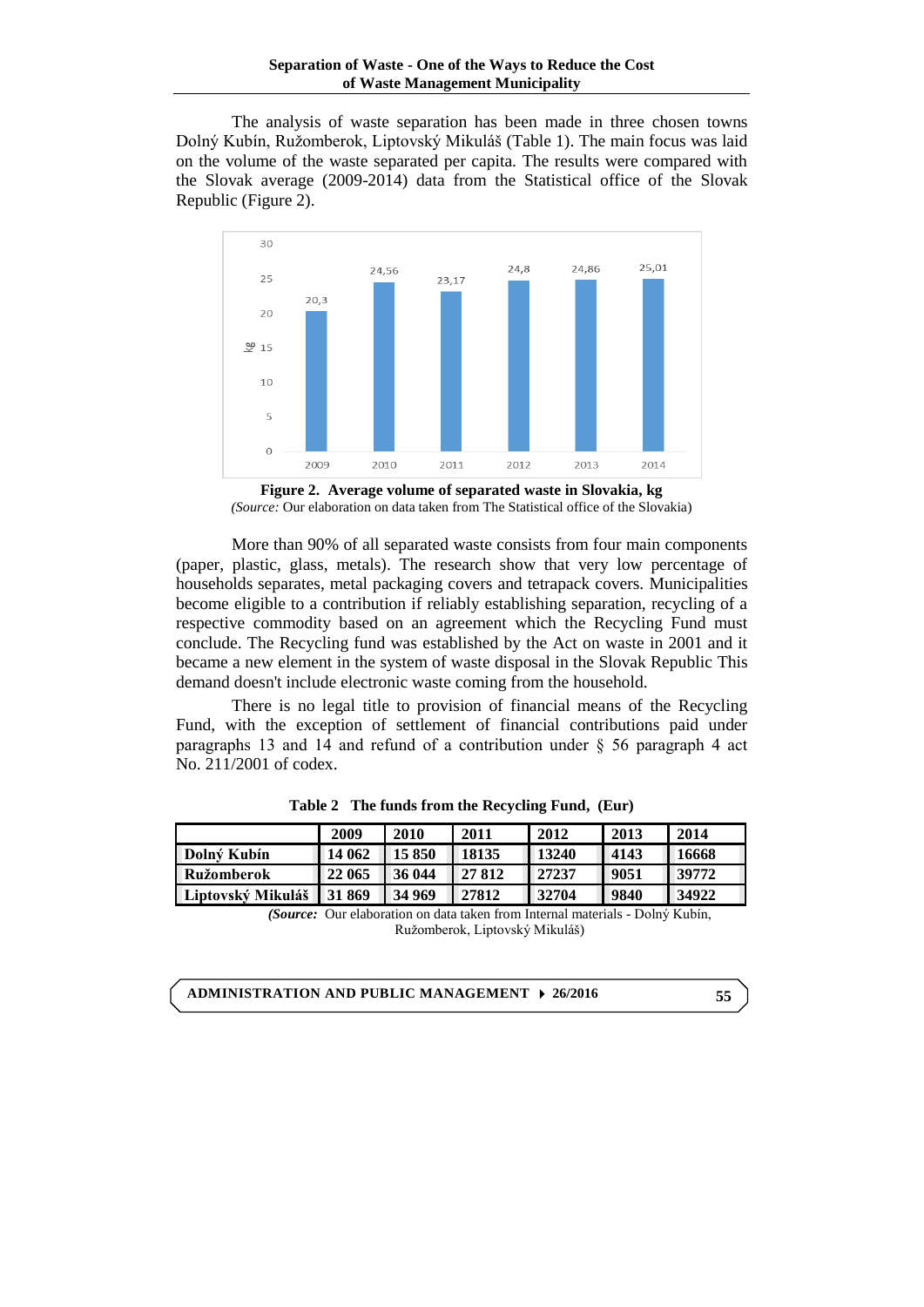The analysis of waste separation has been made in three chosen towns Dolný Kubín, Ružomberok, Liptovský Mikuláš (Table 1). The main focus was laid on the volume of the waste separated per capita. The results were compared with the Slovak average (2009-2014) data from the Statistical office of the Slovak Republic (Figure 2).

**Figure 2. Average volume of separated waste in Slovakia, kg**

*(Source:* Our elaboration on data taken from The Statistical office of the Slovakia)

More than 90% of all separated waste consists from four main components (paper, plastic, glass, metals). The research show that very low percentage of households separates, metal packaging covers and tetrapack covers. Municipalities become eligible to a contribution if reliably establishing separation, recycling of a respective commodity based on an agreement which the Recycling Fund must conclude. The Recycling fund was established by the Act on waste in 2001 and it became a new element in the system of waste disposal in the Slovak Republic This demand doesn't include electronic waste coming from the household.

There is no legal title to provision of financial means of the Recycling Fund, with the exception of settlement of financial contributions paid under paragraphs 13 and 14 and refund of a contribution under § 56 paragraph 4 act No. 211/2001 of codex.

**Table 2 The funds from the Recycling Fund, (Eur)**

| | 2009 | 2010 | 2011 | 2012 | 2013 | 2014 |
|---|---|---|---|---|---|---|
| Dolný Kubín | 14 062 | 15 850 | 18135 | 13240 | 4143 | 16668 |
| Ružomberok | 22 065 | 36 044 | 27 812 | 27237 | 9051 | 39772 |
| Liptovský Mikuláš | 31 869 | 34 969 | 27812 | 32704 | 9840 | 34922 |

***(Source:*** Our elaboration on data taken from Internal materials - Dolný Kubín, Ružomberok, Liptovský Mikuláš)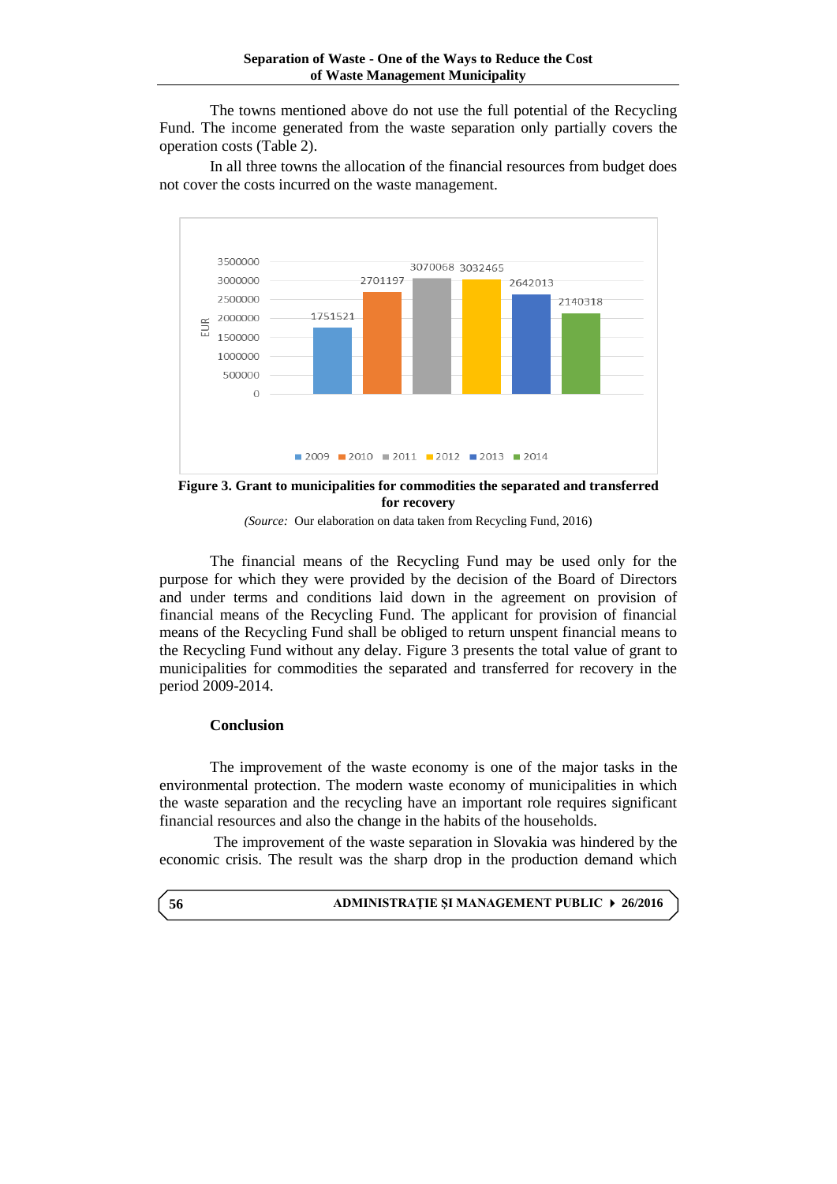The towns mentioned above do not use the full potential of the Recycling Fund. The income generated from the waste separation only partially covers the operation costs (Table 2).

In all three towns the allocation of the financial resources from budget does not cover the costs incurred on the waste management.

| Year | EUR |
|---|---|
| 2009 | 1751521 |
| 2010 | 2701197 |
| 2011 | 3070068 |
| 2012 | 3032465 |
| 2013 | 2642013 |
| 2014 | 2140318 |

**Figure 3. Grant to municipalities for commodities the separated and transferred for recovery**

*(Source:* Our elaboration on data taken from Recycling Fund, 2016)

The financial means of the Recycling Fund may be used only for the purpose for which they were provided by the decision of the Board of Directors and under terms and conditions laid down in the agreement on provision of financial means of the Recycling Fund. The applicant for provision of financial means of the Recycling Fund shall be obliged to return unspent financial means to the Recycling Fund without any delay. Figure 3 presents the total value of grant to municipalities for commodities the separated and transferred for recovery in the period 2009-2014.

## Conclusion

The improvement of the waste economy is one of the major tasks in the environmental protection. The modern waste economy of municipalities in which the waste separation and the recycling have an important role requires significant financial resources and also the change in the habits of the households.

The improvement of the waste separation in Slovakia was hindered by the economic crisis. The result was the sharp drop in the production demand which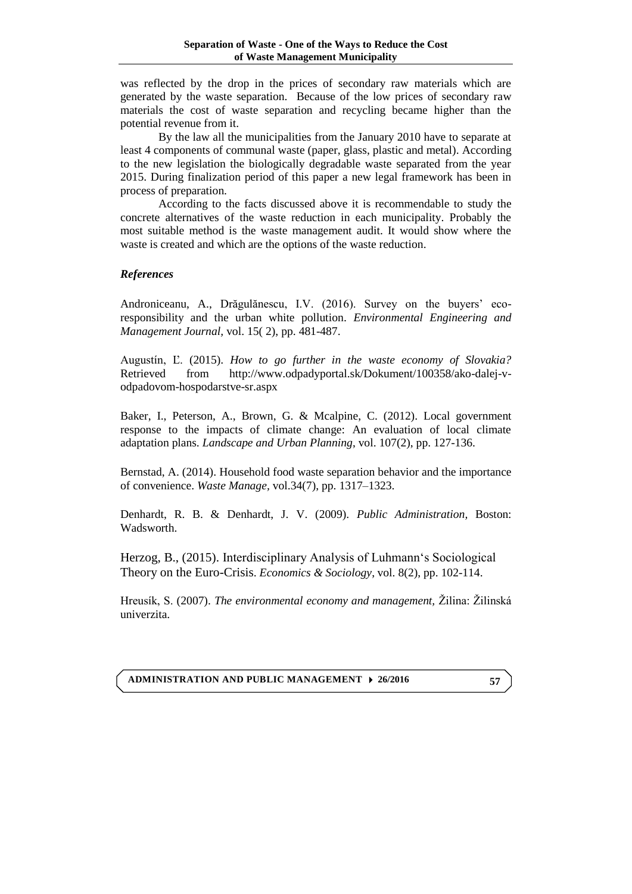was reflected by the drop in the prices of secondary raw materials which are generated by the waste separation. Because of the low prices of secondary raw materials the cost of waste separation and recycling became higher than the potential revenue from it.

By the law all the municipalities from the January 2010 have to separate at least 4 components of communal waste (paper, glass, plastic and metal). According to the new legislation the biologically degradable waste separated from the year 2015. During finalization period of this paper a new legal framework has been in process of preparation.

According to the facts discussed above it is recommendable to study the concrete alternatives of the waste reduction in each municipality. Probably the most suitable method is the waste management audit. It would show where the waste is created and which are the options of the waste reduction.

### *References*

Androniceanu, A., Drăgulănescu, I.V. (2016). Survey on the buyers' eco-responsibility and the urban white pollution. *Environmental Engineering and Management Journal*, vol. 15( 2), pp. 481-487.

Augustín, Ľ. (2015). *How to go further in the waste economy of Slovakia?* Retrieved from http://www.odpadyportal.sk/Dokument/100358/ako-dalej-v-odpadovom-hospodarstve-sr.aspx

Baker, I., Peterson, A., Brown, G. & Mcalpine, C. (2012). Local government response to the impacts of climate change: An evaluation of local climate adaptation plans. *Landscape and Urban Planning*, vol. 107(2), pp. 127-136.

Bernstad, A. (2014). Household food waste separation behavior and the importance of convenience. *Waste Manage*, vol.34(7), pp. 1317–1323.

Denhardt, R. B. & Denhardt, J. V. (2009). *Public Administration*, Boston: Wadsworth.

Herzog, B., (2015). Interdisciplinary Analysis of Luhmann's Sociological Theory on the Euro-Crisis. *Economics & Sociology*, vol. 8(2), pp. 102-114.

Hreusík, S. (2007). *The environmental economy and management,* Žilina: Žilinská univerzita.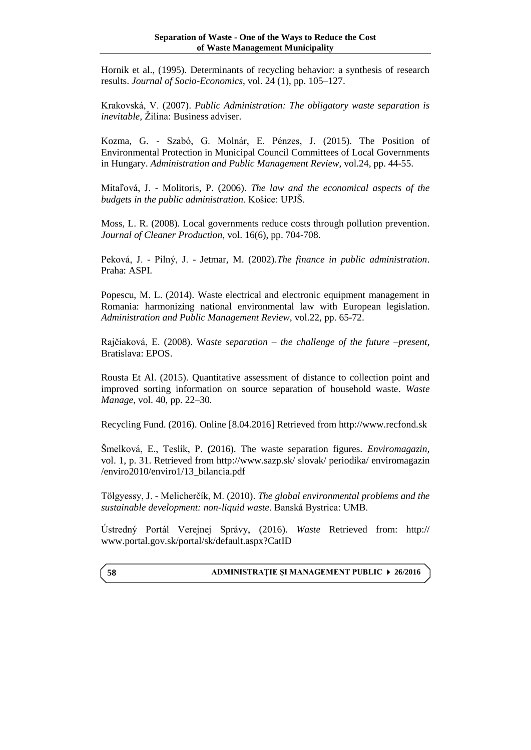Hornik et al., (1995). Determinants of recycling behavior: a synthesis of research results. *Journal of Socio-Economics*, vol. 24 (1), pp. 105–127.

Krakovská, V. (2007). *Public Administration: The obligatory waste separation is inevitable*, Žilina: Business adviser.

Kozma, G. - Szabó, G. Molnár, E. Pénzes, J. (2015). The Position of Environmental Protection in Municipal Council Committees of Local Governments in Hungary. *Administration and Public Management Review*, vol.24, pp. 44-55.

Mitaľová, J. - Molitoris, P. (2006). *The law and the economical aspects of the budgets in the public administration*. Košice: UPJŠ.

Moss, L. R. (2008). Local governments reduce costs through pollution prevention. *Journal of Cleaner Production*, vol. 16(6), pp. 704-708.

Peková, J. - Pilný, J. - Jetmar, M. (2002).*The finance in public administration*. Praha: ASPI.

Popescu, M. L. (2014). Waste electrical and electronic equipment management in Romania: harmonizing national environmental law with European legislation. *Administration and Public Management Review*, vol.22, pp. 65-72.

Rajčiaková, E. (2008). W*aste separation – the challenge of the future –present*, Bratislava: EPOS.

Rousta Et Al. (2015). Quantitative assessment of distance to collection point and improved sorting information on source separation of household waste. *Waste Manage*, vol. 40, pp. 22–30.

Recycling Fund. (2016). Online [8.04.2016] Retrieved from http://www.recfond.sk

Šmelková, E., Teslík, P. **(**2016). The waste separation figures. *Enviromagazin,* vol. 1, p. 31. Retrieved from http://www.sazp.sk/ slovak/ periodika/ enviromagazin /enviro2010/enviro1/13_bilancia.pdf

Tölgyessy, J. - Melicherčík, M. (2010). *The global environmental problems and the sustainable development: non-liquid waste*. Banská Bystrica: UMB.

Ústredný Portál Verejnej Správy, (2016). *Waste* Retrieved from: http:// www.portal.gov.sk/portal/sk/default.aspx?CatID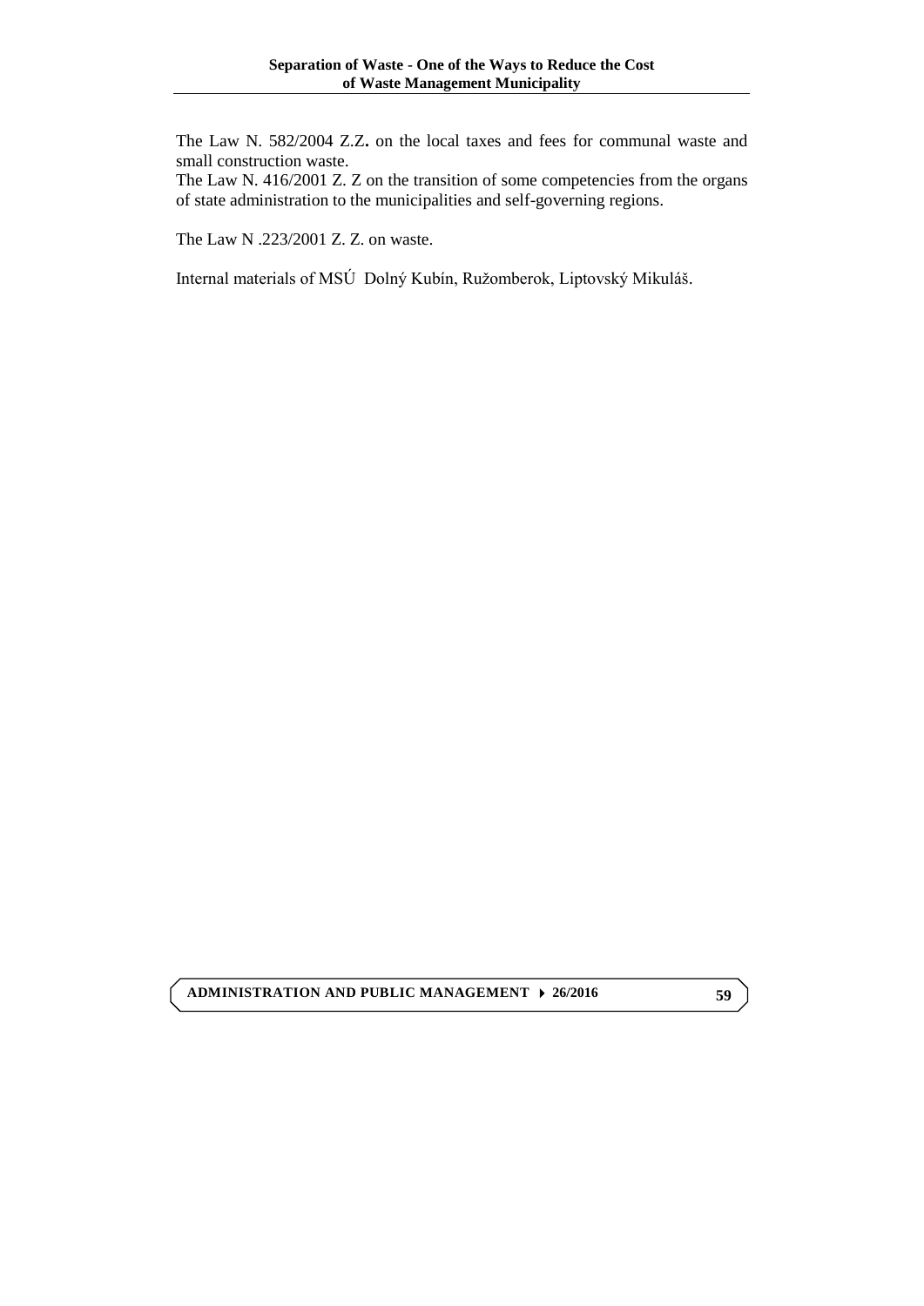The Law N. 582/2004 Z.Z**.** on the local taxes and fees for communal waste and small construction waste.

The Law N. 416/2001 Z. Z on the transition of some competencies from the organs of state administration to the municipalities and self-governing regions.

The Law N .223/2001 Z. Z. on waste.

Internal materials of MSÚ Dolný Kubín, Ružomberok, Liptovský Mikuláš.